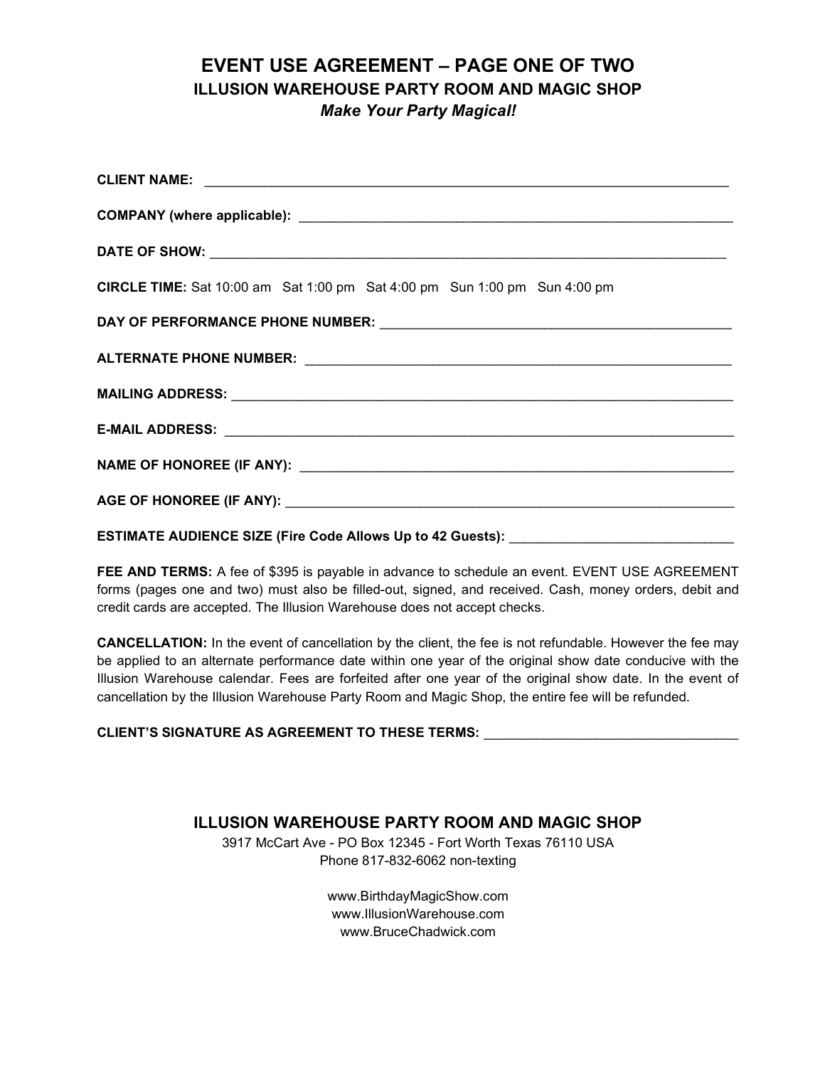# EVENT USE AGREEMENT – PAGE ONE OF TWO

## ILLUSION WAREHOUSE PARTY ROOM AND MAGIC SHOP

***Make Your Party Magical!***

**CLIENT NAME:** ______________________________________________________________________

**COMPANY (where applicable):** ___________________________________________________________

**DATE OF SHOW:** ____________________________________________________________________

**CIRCLE TIME:** Sat 10:00 am   Sat 1:00 pm   Sat 4:00 pm   Sun 1:00 pm   Sun 4:00 pm

**DAY OF PERFORMANCE PHONE NUMBER:** ______________________________________________

**ALTERNATE PHONE NUMBER:** _______________________________________________________

**MAILING ADDRESS:** _________________________________________________________________

**E-MAIL ADDRESS:** __________________________________________________________________

**NAME OF HONOREE (IF ANY):** _______________________________________________________

**AGE OF HONOREE (IF ANY):** _________________________________________________________

**ESTIMATE AUDIENCE SIZE (Fire Code Allows Up to 42 Guests):** ____________________________

**FEE AND TERMS:** A fee of $395 is payable in advance to schedule an event. EVENT USE AGREEMENT forms (pages one and two) must also be filled-out, signed, and received. Cash, money orders, debit and credit cards are accepted. The Illusion Warehouse does not accept checks.

**CANCELLATION:** In the event of cancellation by the client, the fee is not refundable. However the fee may be applied to an alternate performance date within one year of the original show date conducive with the Illusion Warehouse calendar. Fees are forfeited after one year of the original show date. In the event of cancellation by the Illusion Warehouse Party Room and Magic Shop, the entire fee will be refunded.

**CLIENT'S SIGNATURE AS AGREEMENT TO THESE TERMS:** _________________________________

## ILLUSION WAREHOUSE PARTY ROOM AND MAGIC SHOP

3917 McCart Ave - PO Box 12345 - Fort Worth Texas 76110 USA
Phone 817-832-6062 non-texting

www.BirthdayMagicShow.com
www.IllusionWarehouse.com
www.BruceChadwick.com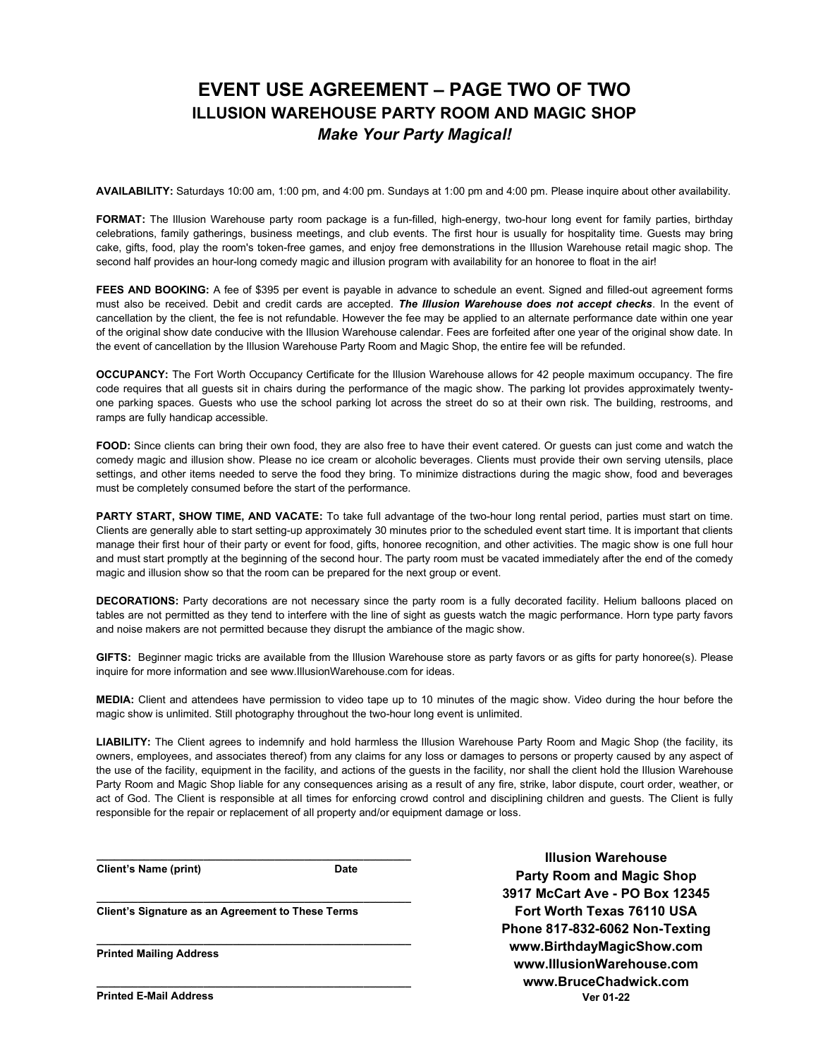# EVENT USE AGREEMENT – PAGE TWO OF TWO

## ILLUSION WAREHOUSE PARTY ROOM AND MAGIC SHOP

### *Make Your Party Magical!*

**AVAILABILITY:** Saturdays 10:00 am, 1:00 pm, and 4:00 pm. Sundays at 1:00 pm and 4:00 pm. Please inquire about other availability.

**FORMAT:** The Illusion Warehouse party room package is a fun-filled, high-energy, two-hour long event for family parties, birthday celebrations, family gatherings, business meetings, and club events. The first hour is usually for hospitality time. Guests may bring cake, gifts, food, play the room's token-free games, and enjoy free demonstrations in the Illusion Warehouse retail magic shop. The second half provides an hour-long comedy magic and illusion program with availability for an honoree to float in the air!

**FEES AND BOOKING:** A fee of $395 per event is payable in advance to schedule an event. Signed and filled-out agreement forms must also be received. Debit and credit cards are accepted. ***The Illusion Warehouse does not accept checks***. In the event of cancellation by the client, the fee is not refundable. However the fee may be applied to an alternate performance date within one year of the original show date conducive with the Illusion Warehouse calendar. Fees are forfeited after one year of the original show date. In the event of cancellation by the Illusion Warehouse Party Room and Magic Shop, the entire fee will be refunded.

**OCCUPANCY:** The Fort Worth Occupancy Certificate for the Illusion Warehouse allows for 42 people maximum occupancy. The fire code requires that all guests sit in chairs during the performance of the magic show. The parking lot provides approximately twenty-one parking spaces. Guests who use the school parking lot across the street do so at their own risk. The building, restrooms, and ramps are fully handicap accessible.

**FOOD:** Since clients can bring their own food, they are also free to have their event catered. Or guests can just come and watch the comedy magic and illusion show. Please no ice cream or alcoholic beverages. Clients must provide their own serving utensils, place settings, and other items needed to serve the food they bring. To minimize distractions during the magic show, food and beverages must be completely consumed before the start of the performance.

**PARTY START, SHOW TIME, AND VACATE:** To take full advantage of the two-hour long rental period, parties must start on time. Clients are generally able to start setting-up approximately 30 minutes prior to the scheduled event start time. It is important that clients manage their first hour of their party or event for food, gifts, honoree recognition, and other activities. The magic show is one full hour and must start promptly at the beginning of the second hour. The party room must be vacated immediately after the end of the comedy magic and illusion show so that the room can be prepared for the next group or event.

**DECORATIONS:** Party decorations are not necessary since the party room is a fully decorated facility. Helium balloons placed on tables are not permitted as they tend to interfere with the line of sight as guests watch the magic performance. Horn type party favors and noise makers are not permitted because they disrupt the ambiance of the magic show.

**GIFTS:** Beginner magic tricks are available from the Illusion Warehouse store as party favors or as gifts for party honoree(s). Please inquire for more information and see www.IllusionWarehouse.com for ideas.

**MEDIA:** Client and attendees have permission to video tape up to 10 minutes of the magic show. Video during the hour before the magic show is unlimited. Still photography throughout the two-hour long event is unlimited.

**LIABILITY:** The Client agrees to indemnify and hold harmless the Illusion Warehouse Party Room and Magic Shop (the facility, its owners, employees, and associates thereof) from any claims for any loss or damages to persons or property caused by any aspect of the use of the facility, equipment in the facility, and actions of the guests in the facility, nor shall the client hold the Illusion Warehouse Party Room and Magic Shop liable for any consequences arising as a result of any fire, strike, labor dispute, court order, weather, or act of God. The Client is responsible at all times for enforcing crowd control and disciplining children and guests. The Client is fully responsible for the repair or replacement of all property and/or equipment damage or loss.

\_\_\_\_\_\_\_\_\_\_\_\_\_\_\_\_\_\_\_\_\_\_\_\_\_\_\_\_\_\_\_\_\_\_\_\_\_\_\_\_\_\_\_\_

**Client's Name (print)** **Date**

\_\_\_\_\_\_\_\_\_\_\_\_\_\_\_\_\_\_\_\_\_\_\_\_\_\_\_\_\_\_\_\_\_\_\_\_\_\_\_\_\_\_\_\_

**Client's Signature as an Agreement to These Terms**

\_\_\_\_\_\_\_\_\_\_\_\_\_\_\_\_\_\_\_\_\_\_\_\_\_\_\_\_\_\_\_\_\_\_\_\_\_\_\_\_\_\_\_\_

**Printed Mailing Address**

\_\_\_\_\_\_\_\_\_\_\_\_\_\_\_\_\_\_\_\_\_\_\_\_\_\_\_\_\_\_\_\_\_\_\_\_\_\_\_\_\_\_\_\_

**Printed E-Mail Address**

**Illusion Warehouse**
**Party Room and Magic Shop**
**3917 McCart Ave - PO Box 12345**
**Fort Worth Texas 76110 USA**
**Phone 817-832-6062 Non-Texting**
**www.BirthdayMagicShow.com**
**www.IllusionWarehouse.com**
**www.BruceChadwick.com**
**Ver 01-22**